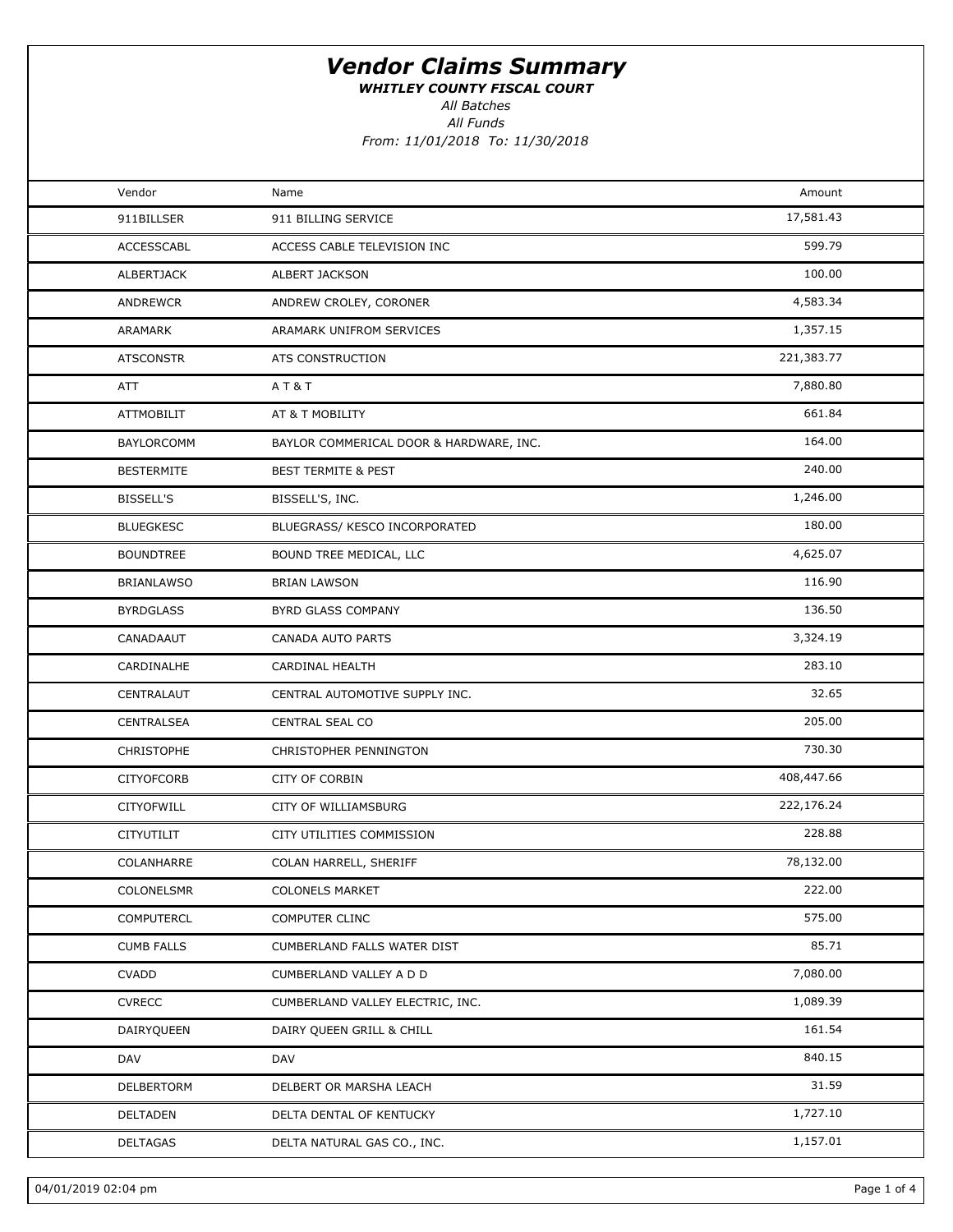# Vendor Claims Summary

***WHITLEY COUNTY FISCAL COURT***

*All Batches*

*All Funds*

*From: 11/01/2018 To: 11/30/2018*

| Vendor | Name | Amount |
|---|---|---|
| 911BILLSER | 911 BILLING SERVICE | 17,581.43 |
| ACCESSCABL | ACCESS CABLE TELEVISION INC | 599.79 |
| ALBERTJACK | ALBERT JACKSON | 100.00 |
| ANDREWCR | ANDREW CROLEY, CORONER | 4,583.34 |
| ARAMARK | ARAMARK UNIFROM SERVICES | 1,357.15 |
| ATSCONSTR | ATS CONSTRUCTION | 221,383.77 |
| ATT | A T & T | 7,880.80 |
| ATTMOBILIT | AT & T MOBILITY | 661.84 |
| BAYLORCOMM | BAYLOR COMMERICAL DOOR & HARDWARE, INC. | 164.00 |
| BESTERMITE | BEST TERMITE & PEST | 240.00 |
| BISSELL'S | BISSELL'S, INC. | 1,246.00 |
| BLUEGKESC | BLUEGRASS/ KESCO INCORPORATED | 180.00 |
| BOUNDTREE | BOUND TREE MEDICAL, LLC | 4,625.07 |
| BRIANLAWSO | BRIAN LAWSON | 116.90 |
| BYRDGLASS | BYRD GLASS COMPANY | 136.50 |
| CANADAAUT | CANADA AUTO PARTS | 3,324.19 |
| CARDINALHE | CARDINAL HEALTH | 283.10 |
| CENTRALAUT | CENTRAL AUTOMOTIVE SUPPLY INC. | 32.65 |
| CENTRALSEA | CENTRAL SEAL CO | 205.00 |
| CHRISTOPHE | CHRISTOPHER PENNINGTON | 730.30 |
| CITYOFCORB | CITY OF CORBIN | 408,447.66 |
| CITYOFWILL | CITY OF WILLIAMSBURG | 222,176.24 |
| CITYUTILIT | CITY UTILITIES COMMISSION | 228.88 |
| COLANHARRE | COLAN HARRELL, SHERIFF | 78,132.00 |
| COLONELSMR | COLONELS MARKET | 222.00 |
| COMPUTERCL | COMPUTER CLINC | 575.00 |
| CUMB FALLS | CUMBERLAND FALLS WATER DIST | 85.71 |
| CVADD | CUMBERLAND VALLEY A D D | 7,080.00 |
| CVRECC | CUMBERLAND VALLEY ELECTRIC, INC. | 1,089.39 |
| DAIRYQUEEN | DAIRY QUEEN GRILL & CHILL | 161.54 |
| DAV | DAV | 840.15 |
| DELBERTORM | DELBERT OR MARSHA LEACH | 31.59 |
| DELTADEN | DELTA DENTAL OF KENTUCKY | 1,727.10 |
| DELTAGAS | DELTA NATURAL GAS CO., INC. | 1,157.01 |

04/01/2019 02:04 pm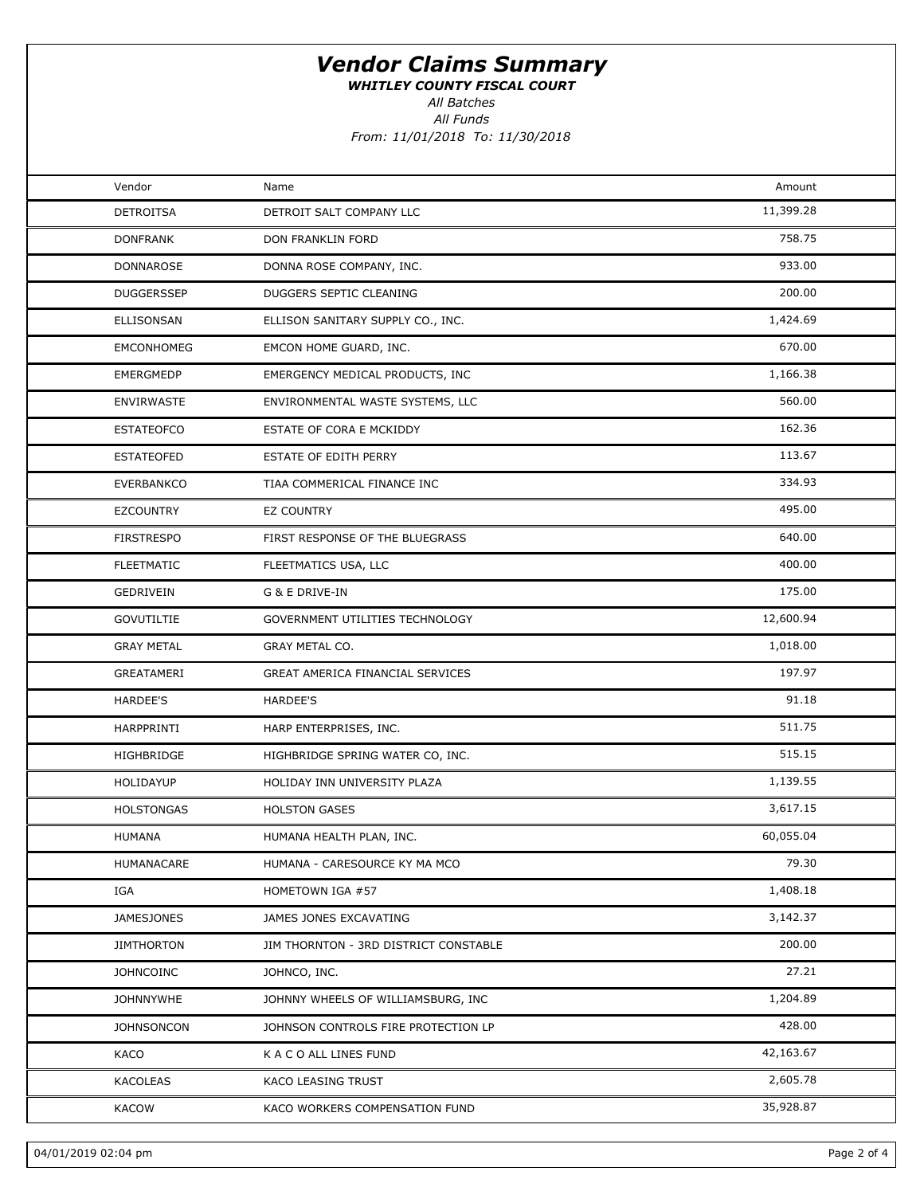# *Vendor Claims Summary*

***WHITLEY COUNTY FISCAL COURT***

*All Batches*

*All Funds*

*From: 11/01/2018 To: 11/30/2018*

| Vendor | Name | Amount |
|---|---|---|
| DETROITSA | DETROIT SALT COMPANY LLC | 11,399.28 |
| DONFRANK | DON FRANKLIN FORD | 758.75 |
| DONNAROSE | DONNA ROSE COMPANY, INC. | 933.00 |
| DUGGERSSEP | DUGGERS SEPTIC CLEANING | 200.00 |
| ELLISONSAN | ELLISON SANITARY SUPPLY CO., INC. | 1,424.69 |
| EMCONHOMEG | EMCON HOME GUARD, INC. | 670.00 |
| EMERGMEDP | EMERGENCY MEDICAL PRODUCTS, INC | 1,166.38 |
| ENVIRWASTE | ENVIRONMENTAL WASTE SYSTEMS, LLC | 560.00 |
| ESTATEOFCO | ESTATE OF CORA E MCKIDDY | 162.36 |
| ESTATEOFED | ESTATE OF EDITH PERRY | 113.67 |
| EVERBANKCO | TIAA COMMERICAL FINANCE INC | 334.93 |
| EZCOUNTRY | EZ COUNTRY | 495.00 |
| FIRSTRESPO | FIRST RESPONSE OF THE BLUEGRASS | 640.00 |
| FLEETMATIC | FLEETMATICS USA, LLC | 400.00 |
| GEDRIVEIN | G & E DRIVE-IN | 175.00 |
| GOVUTILTIE | GOVERNMENT UTILITIES TECHNOLOGY | 12,600.94 |
| GRAY METAL | GRAY METAL CO. | 1,018.00 |
| GREATAMERI | GREAT AMERICA FINANCIAL SERVICES | 197.97 |
| HARDEE'S | HARDEE'S | 91.18 |
| HARPPRINTI | HARP ENTERPRISES, INC. | 511.75 |
| HIGHBRIDGE | HIGHBRIDGE SPRING WATER CO, INC. | 515.15 |
| HOLIDAYUP | HOLIDAY INN UNIVERSITY PLAZA | 1,139.55 |
| HOLSTONGAS | HOLSTON GASES | 3,617.15 |
| HUMANA | HUMANA HEALTH PLAN, INC. | 60,055.04 |
| HUMANACARE | HUMANA - CARESOURCE KY MA MCO | 79.30 |
| IGA | HOMETOWN IGA #57 | 1,408.18 |
| JAMESJONES | JAMES JONES EXCAVATING | 3,142.37 |
| JIMTHORTON | JIM THORNTON - 3RD DISTRICT CONSTABLE | 200.00 |
| JOHNCOINC | JOHNCO, INC. | 27.21 |
| JOHNNYWHE | JOHNNY WHEELS OF WILLIAMSBURG, INC | 1,204.89 |
| JOHNSONCON | JOHNSON CONTROLS FIRE PROTECTION LP | 428.00 |
| KACO | K A C O ALL LINES FUND | 42,163.67 |
| KACOLEAS | KACO LEASING TRUST | 2,605.78 |
| KACOW | KACO WORKERS COMPENSATION FUND | 35,928.87 |

04/01/2019 02:04 pm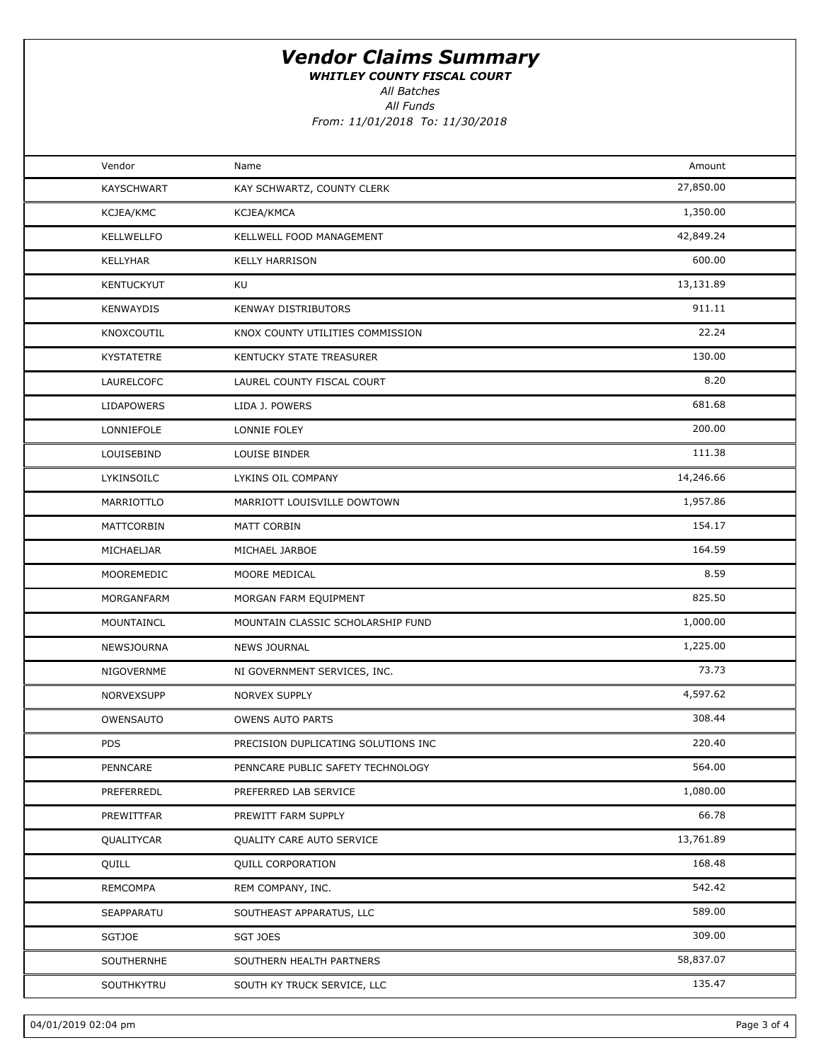# Vendor Claims Summary

***WHITLEY COUNTY FISCAL COURT***

*All Batches*

*All Funds*

*From: 11/01/2018 To: 11/30/2018*

| Vendor | Name | Amount |
|---|---|---|
| KAYSCHWART | KAY SCHWARTZ, COUNTY CLERK | 27,850.00 |
| KCJEA/KMC | KCJEA/KMCA | 1,350.00 |
| KELLWELLFO | KELLWELL FOOD MANAGEMENT | 42,849.24 |
| KELLYHAR | KELLY HARRISON | 600.00 |
| KENTUCKYUT | KU | 13,131.89 |
| KENWAYDIS | KENWAY DISTRIBUTORS | 911.11 |
| KNOXCOUTIL | KNOX COUNTY UTILITIES COMMISSION | 22.24 |
| KYSTATETRE | KENTUCKY STATE TREASURER | 130.00 |
| LAURELCOFC | LAUREL COUNTY FISCAL COURT | 8.20 |
| LIDAPOWERS | LIDA J. POWERS | 681.68 |
| LONNIEFOLE | LONNIE FOLEY | 200.00 |
| LOUISEBIND | LOUISE BINDER | 111.38 |
| LYKINSOILC | LYKINS OIL COMPANY | 14,246.66 |
| MARRIOTTLO | MARRIOTT LOUISVILLE DOWTOWN | 1,957.86 |
| MATTCORBIN | MATT CORBIN | 154.17 |
| MICHAELJAR | MICHAEL JARBOE | 164.59 |
| MOOREMEDIC | MOORE MEDICAL | 8.59 |
| MORGANFARM | MORGAN FARM EQUIPMENT | 825.50 |
| MOUNTAINCL | MOUNTAIN CLASSIC SCHOLARSHIP FUND | 1,000.00 |
| NEWSJOURNA | NEWS JOURNAL | 1,225.00 |
| NIGOVERNME | NI GOVERNMENT SERVICES, INC. | 73.73 |
| NORVEXSUPP | NORVEX SUPPLY | 4,597.62 |
| OWENSAUTO | OWENS AUTO PARTS | 308.44 |
| PDS | PRECISION DUPLICATING SOLUTIONS INC | 220.40 |
| PENNCARE | PENNCARE PUBLIC SAFETY TECHNOLOGY | 564.00 |
| PREFERREDL | PREFERRED LAB SERVICE | 1,080.00 |
| PREWITTFAR | PREWITT FARM SUPPLY | 66.78 |
| QUALITYCAR | QUALITY CARE AUTO SERVICE | 13,761.89 |
| QUILL | QUILL CORPORATION | 168.48 |
| REMCOMPA | REM COMPANY, INC. | 542.42 |
| SEAPPARATU | SOUTHEAST APPARATUS, LLC | 589.00 |
| SGTJOE | SGT JOES | 309.00 |
| SOUTHERNHE | SOUTHERN HEALTH PARTNERS | 58,837.07 |
| SOUTHKYTRU | SOUTH KY TRUCK SERVICE, LLC | 135.47 |

04/01/2019 02:04 pm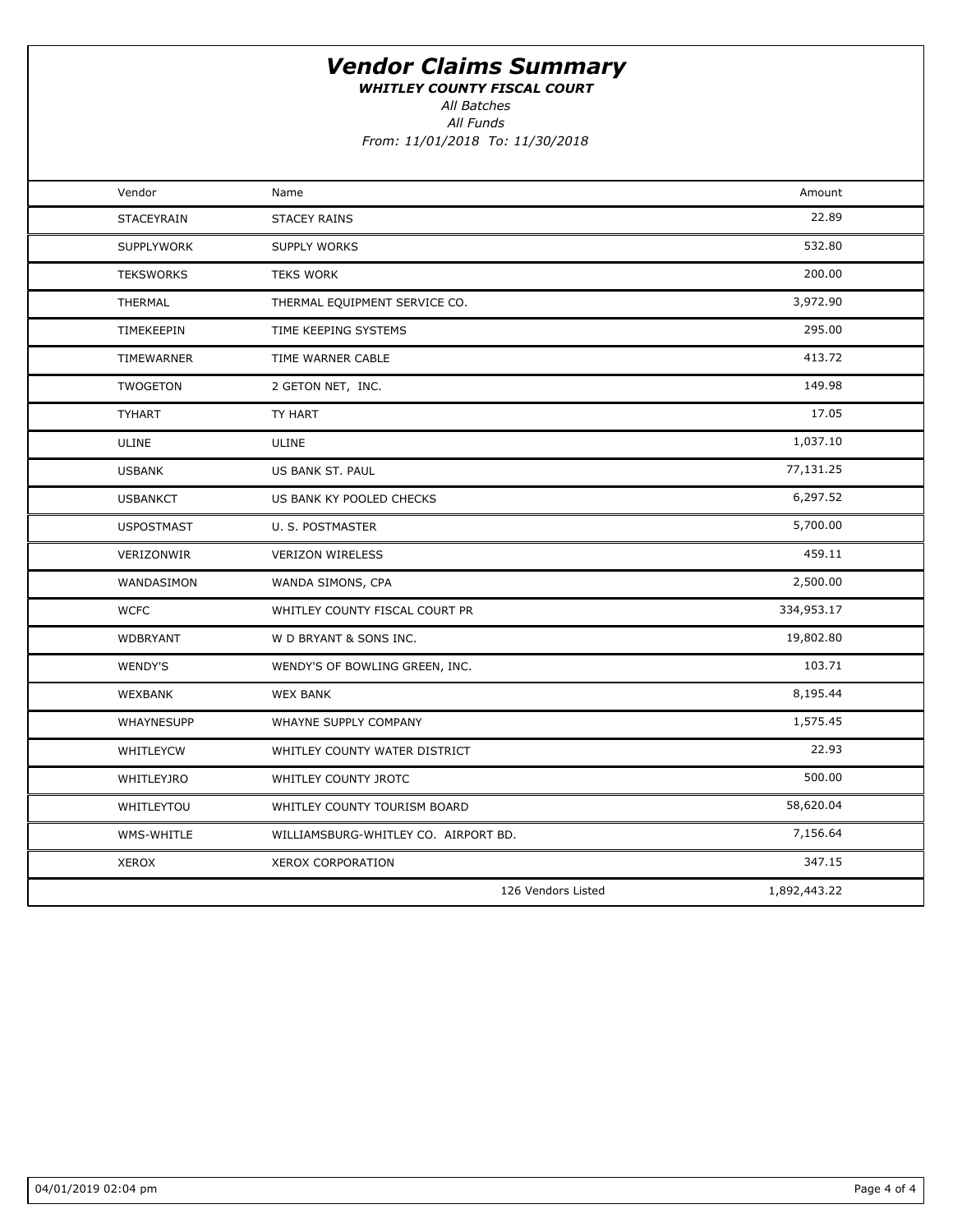# *Vendor Claims Summary*

***WHITLEY COUNTY FISCAL COURT***

*All Batches*

*All Funds*

*From: 11/01/2018 To: 11/30/2018*

| Vendor | Name | Amount |
|---|---|---|
| STACEYRAIN | STACEY RAINS | 22.89 |
| SUPPLYWORK | SUPPLY WORKS | 532.80 |
| TEKSWORKS | TEKS WORK | 200.00 |
| THERMAL | THERMAL EQUIPMENT SERVICE CO. | 3,972.90 |
| TIMEKEEPIN | TIME KEEPING SYSTEMS | 295.00 |
| TIMEWARNER | TIME WARNER CABLE | 413.72 |
| TWOGETON | 2 GETON NET, INC. | 149.98 |
| TYHART | TY HART | 17.05 |
| ULINE | ULINE | 1,037.10 |
| USBANK | US BANK ST. PAUL | 77,131.25 |
| USBANKCT | US BANK KY POOLED CHECKS | 6,297.52 |
| USPOSTMAST | U. S. POSTMASTER | 5,700.00 |
| VERIZONWIR | VERIZON WIRELESS | 459.11 |
| WANDASIMON | WANDA SIMONS, CPA | 2,500.00 |
| WCFC | WHITLEY COUNTY FISCAL COURT PR | 334,953.17 |
| WDBRYANT | W D BRYANT & SONS INC. | 19,802.80 |
| WENDY'S | WENDY'S OF BOWLING GREEN, INC. | 103.71 |
| WEXBANK | WEX BANK | 8,195.44 |
| WHAYNESUPP | WHAYNE SUPPLY COMPANY | 1,575.45 |
| WHITLEYCW | WHITLEY COUNTY WATER DISTRICT | 22.93 |
| WHITLEYJRO | WHITLEY COUNTY JROTC | 500.00 |
| WHITLEYTOU | WHITLEY COUNTY TOURISM BOARD | 58,620.04 |
| WMS-WHITLE | WILLIAMSBURG-WHITLEY CO. AIRPORT BD. | 7,156.64 |
| XEROX | XEROX CORPORATION | 347.15 |
| | 126 Vendors Listed | 1,892,443.22 |

04/01/2019 02:04 pm